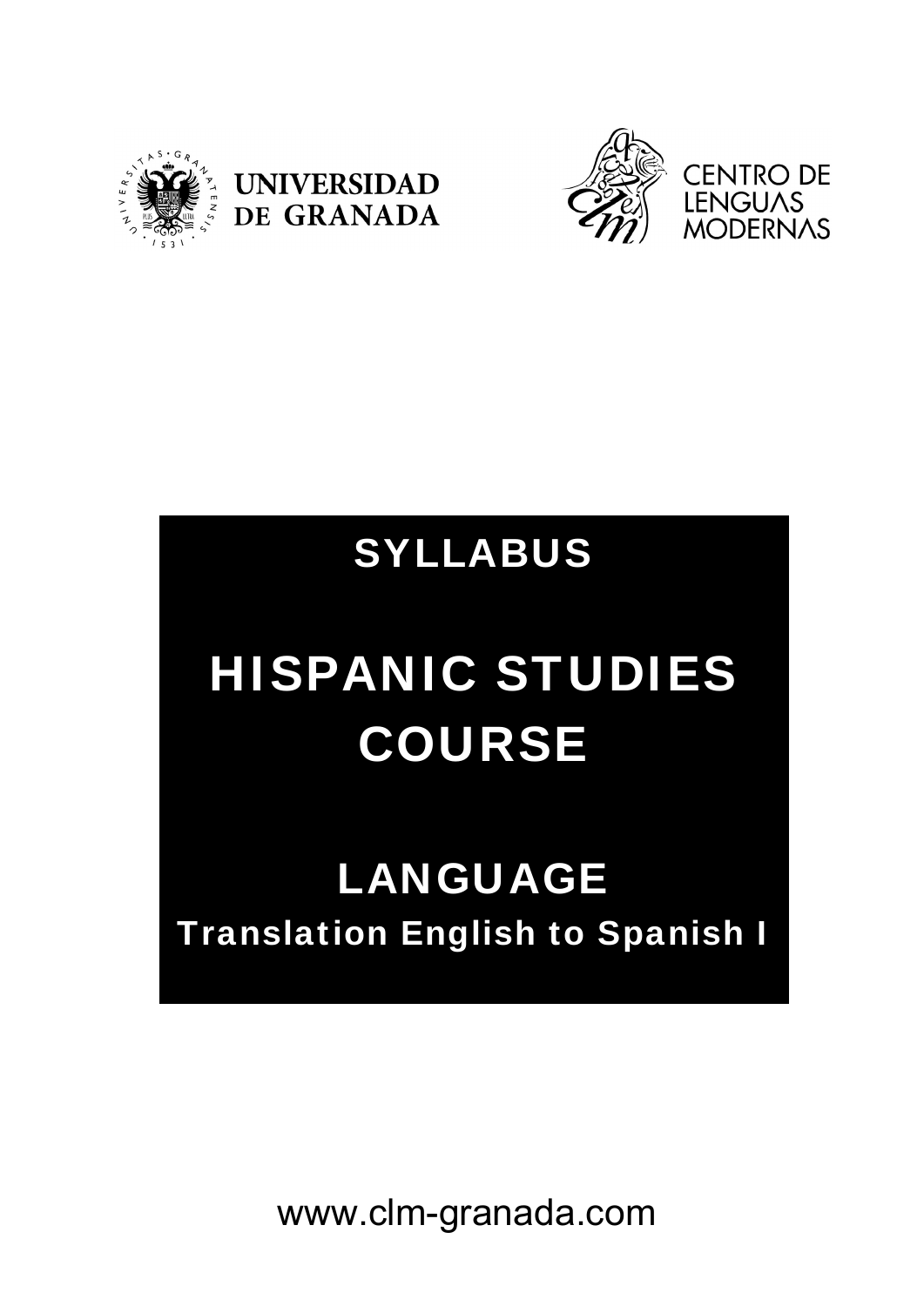UNIVERSIDAD DE GRANADA

CENTRO DE LENGUAS MODERNAS

# SYLLABUS

# HISPANIC STUDIES COURSE

## LANGUAGE

### Translation English to Spanish I

www.clm-granada.com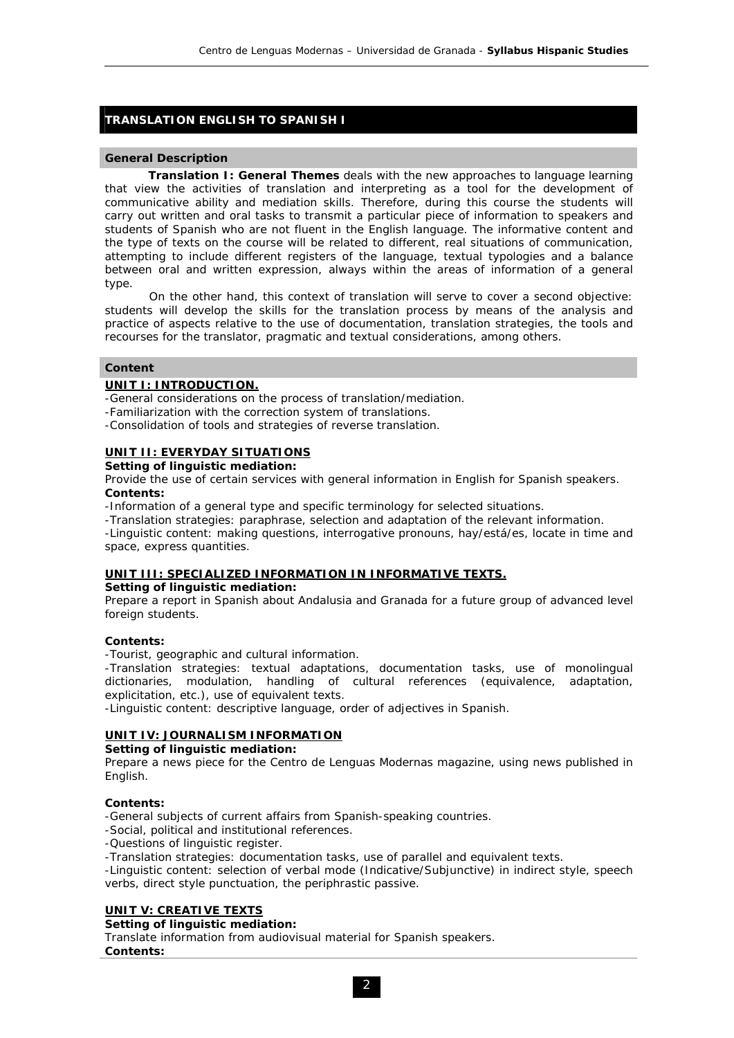## TRANSLATION ENGLISH TO SPANISH I

### General Description

**Translation I: General Themes** deals with the new approaches to language learning that view the activities of translation and interpreting as a tool for the development of communicative ability and mediation skills. Therefore, during this course the students will carry out written and oral tasks to transmit a particular piece of information to speakers and students of Spanish who are not fluent in the English language. The informative content and the type of texts on the course will be related to different, real situations of communication, attempting to include different registers of the language, textual typologies and a balance between oral and written expression, always within the areas of information of a general type.

On the other hand, this context of translation will serve to cover a second objective: students will develop the skills for the translation process by means of the analysis and practice of aspects relative to the use of documentation, translation strategies, the tools and recourses for the translator, pragmatic and textual considerations, among others.

### Content

**UNIT I: INTRODUCTION.**

-General considerations on the process of translation/mediation.
-Familiarization with the correction system of translations.
-Consolidation of tools and strategies of reverse translation.

**UNIT II: EVERYDAY SITUATIONS**

**Setting of linguistic mediation:**
Provide the use of certain services with general information in English for Spanish speakers.
**Contents:**
-Information of a general type and specific terminology for selected situations.
-Translation strategies: paraphrase, selection and adaptation of the relevant information.
-Linguistic content: making questions, interrogative pronouns, hay/está/es, locate in time and space, express quantities.

**UNIT III: SPECIALIZED INFORMATION IN INFORMATIVE TEXTS.**

**Setting of linguistic mediation:**
Prepare a report in Spanish about Andalusia and Granada for a future group of advanced level foreign students.

**Contents:**
-Tourist, geographic and cultural information.
-Translation strategies: textual adaptations, documentation tasks, use of monolingual dictionaries, modulation, handling of cultural references (equivalence, adaptation, explicitation, etc.), use of equivalent texts.
-Linguistic content: descriptive language, order of adjectives in Spanish.

**UNIT IV: JOURNALISM INFORMATION**

**Setting of linguistic mediation:**
Prepare a news piece for the Centro de Lenguas Modernas magazine, using news published in English.

**Contents:**
-General subjects of current affairs from Spanish-speaking countries.
-Social, political and institutional references.
-Questions of linguistic register.
-Translation strategies: documentation tasks, use of parallel and equivalent texts.
-Linguistic content: selection of verbal mode (Indicative/Subjunctive) in indirect style, speech verbs, direct style punctuation, the periphrastic passive.

**UNIT V: CREATIVE TEXTS**

**Setting of linguistic mediation:**
Translate information from audiovisual material for Spanish speakers.
**Contents:**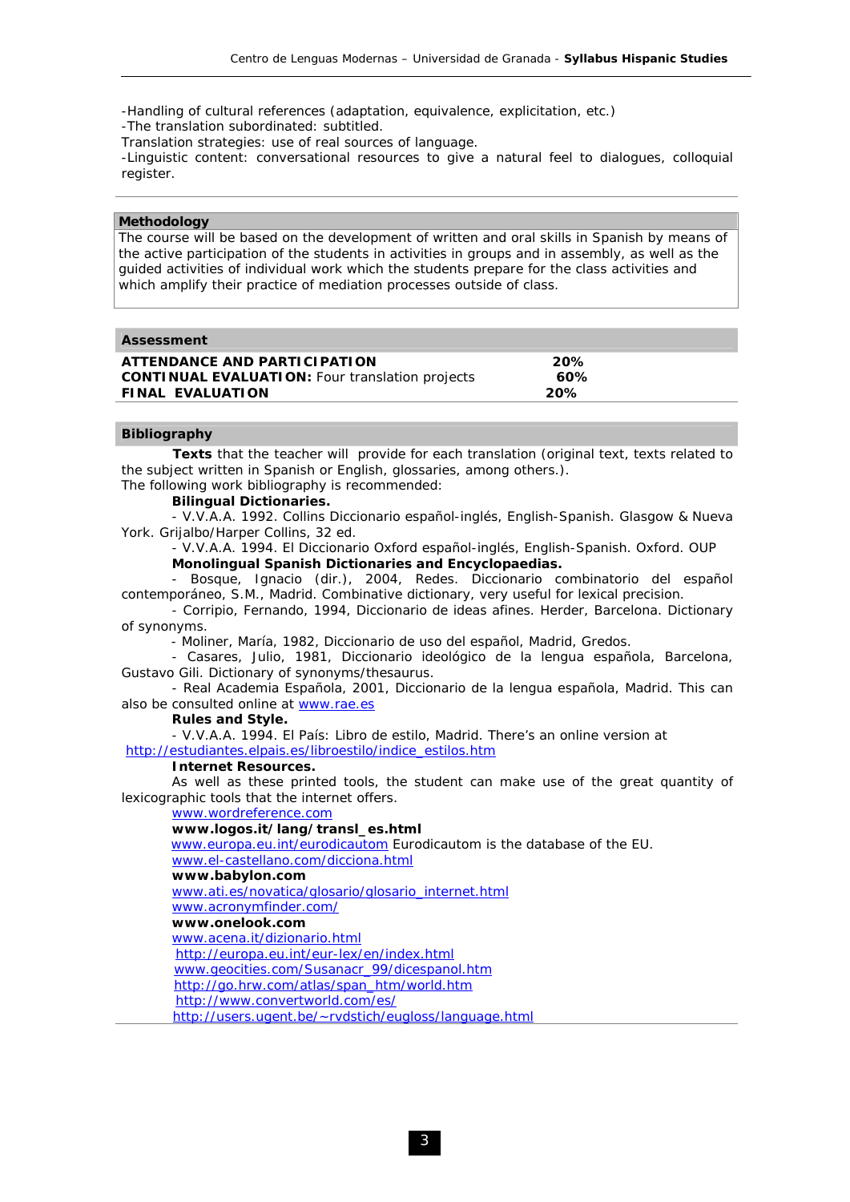-Handling of cultural references (adaptation, equivalence, explicitation, etc.)
-The translation subordinated: subtitled.
Translation strategies: use of real sources of language.
-Linguistic content: conversational resources to give a natural feel to dialogues, colloquial register.

## Methodology

The course will be based on the development of written and oral skills in Spanish by means of the active participation of the students in activities in groups and in assembly, as well as the guided activities of individual work which the students prepare for the class activities and which amplify their practice of mediation processes outside of class.

## Assessment

| | |
|---|---|
| **ATTENDANCE AND PARTICIPATION** | **20%** |
| **CONTINUAL EVALUATION:** Four translation projects | **60%** |
| **FINAL EVALUATION** | **20%** |

## Bibliography

**Texts** that the teacher will provide for each translation (original text, texts related to the subject written in Spanish or English, glossaries, among others.).
The following work bibliography is recommended:

**Bilingual Dictionaries.**

- V.V.A.A. 1992. Collins Diccionario español-inglés, English-Spanish. Glasgow & Nueva York. Grijalbo/Harper Collins, 32 ed.
- V.V.A.A. 1994. El Diccionario Oxford español-inglés, English-Spanish. Oxford. OUP

**Monolingual Spanish Dictionaries and Encyclopaedias.**

- Bosque, Ignacio (dir.), 2004, Redes. Diccionario combinatorio del español contemporáneo, S.M., Madrid. Combinative dictionary, very useful for lexical precision.
- Corripio, Fernando, 1994, Diccionario de ideas afines. Herder, Barcelona. Dictionary of synonyms.
- Moliner, María, 1982, Diccionario de uso del español, Madrid, Gredos.
- Casares, Julio, 1981, Diccionario ideológico de la lengua española, Barcelona, Gustavo Gili. Dictionary of synonyms/thesaurus.
- Real Academia Española, 2001, Diccionario de la lengua española, Madrid. This can also be consulted online at www.rae.es

**Rules and Style.**

- V.V.A.A. 1994. El País: Libro de estilo, Madrid. There's an online version at http://estudiantes.elpais.es/libroestilo/indice_estilos.htm

**Internet Resources.**

As well as these printed tools, the student can make use of the great quantity of lexicographic tools that the internet offers.

www.wordreference.com
**www.logos.it/lang/transl_es.html**
www.europa.eu.int/eurodicautom Eurodicautom is the database of the EU.
www.el-castellano.com/dicciona.html
**www.babylon.com**
www.ati.es/novatica/glosario/glosario_internet.html
www.acronymfinder.com/
**www.onelook.com**
www.acena.it/dizionario.html
http://europa.eu.int/eur-lex/en/index.html
www.geocities.com/Susanacr_99/dicespanol.htm
http://go.hrw.com/atlas/span_htm/world.htm
http://www.convertworld.com/es/
http://users.ugent.be/~rvdstich/eugloss/language.html